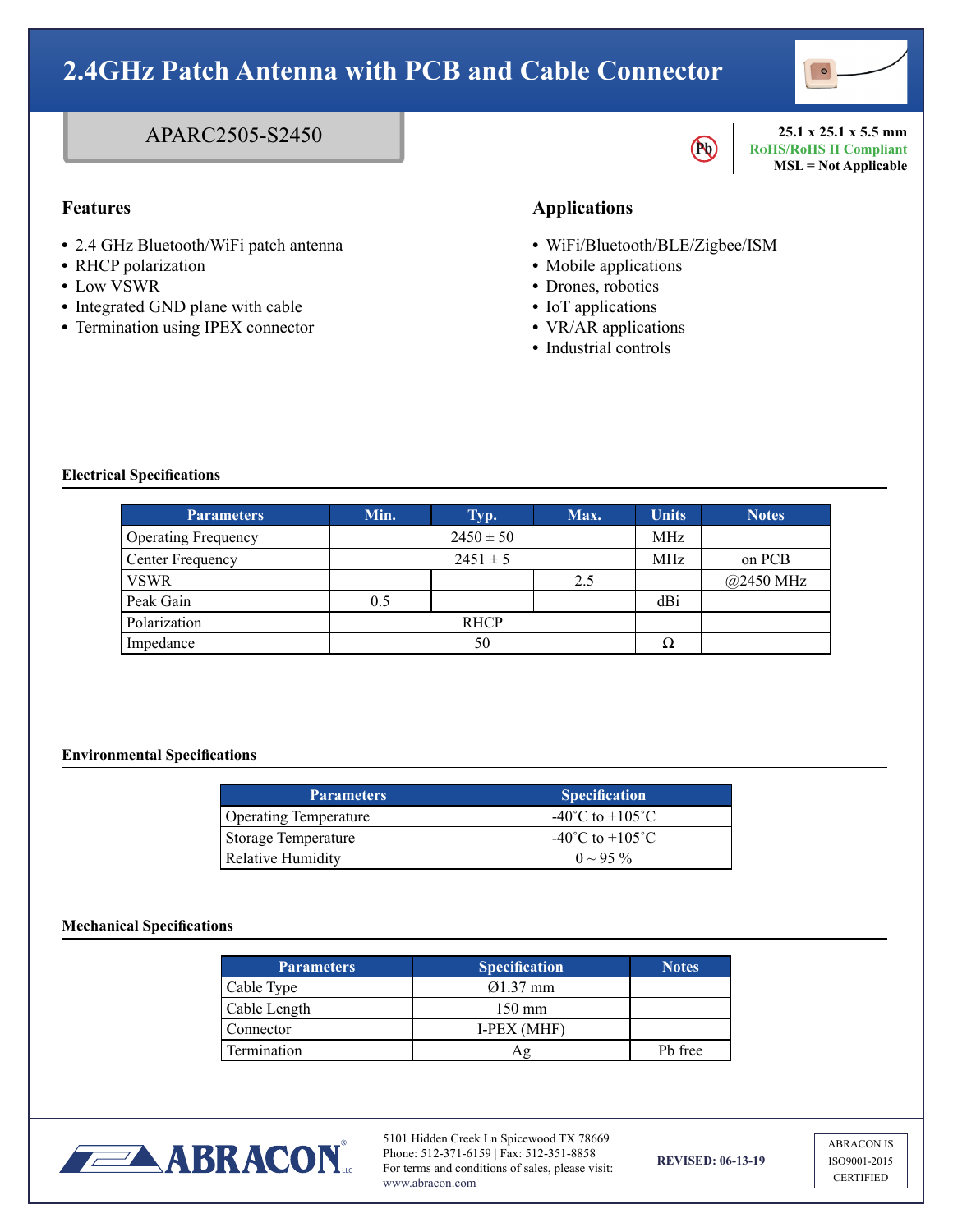# 2.4GHz Patch Antenna with PCB and Cable Connector

## APARC2505-S2450

**25.1 x 25.1 x 5.5 mm**
**RoHS/RoHS II Compliant**
**MSL = Not Applicable**

### Features

- 2.4 GHz Bluetooth/WiFi patch antenna
- RHCP polarization
- Low VSWR
- Integrated GND plane with cable
- Termination using IPEX connector

### Applications

- WiFi/Bluetooth/BLE/Zigbee/ISM
- Mobile applications
- Drones, robotics
- IoT applications
- VR/AR applications
- Industrial controls

### Electrical Specifications

| Parameters | Min. | Typ. | Max. | Units | Notes |
|---|---|---|---|---|---|
| Operating Frequency | 2450 ± 50 | | | MHz | |
| Center Frequency | 2451 ± 5 | | | MHz | on PCB |
| VSWR | | | 2.5 | | @2450 MHz |
| Peak Gain | 0.5 | | | dBi | |
| Polarization | RHCP | | | | |
| Impedance | 50 | | | Ω | |

### Environmental Specifications

| Parameters | Specification |
|---|---|
| Operating Temperature | -40˚C to +105˚C |
| Storage Temperature | -40˚C to +105˚C |
| Relative Humidity | 0 ~ 95 % |

### Mechanical Specifications

| Parameters | Specification | Notes |
|---|---|---|
| Cable Type | Ø1.37 mm | |
| Cable Length | 150 mm | |
| Connector | I-PEX (MHF) | |
| Termination | Ag | Pb free |

5101 Hidden Creek Ln Spicewood TX 78669
Phone: 512-371-6159 | Fax: 512-351-8858
For terms and conditions of sales, please visit: www.abracon.com

**REVISED: 06-13-19**

ABRACON IS ISO9001-2015 CERTIFIED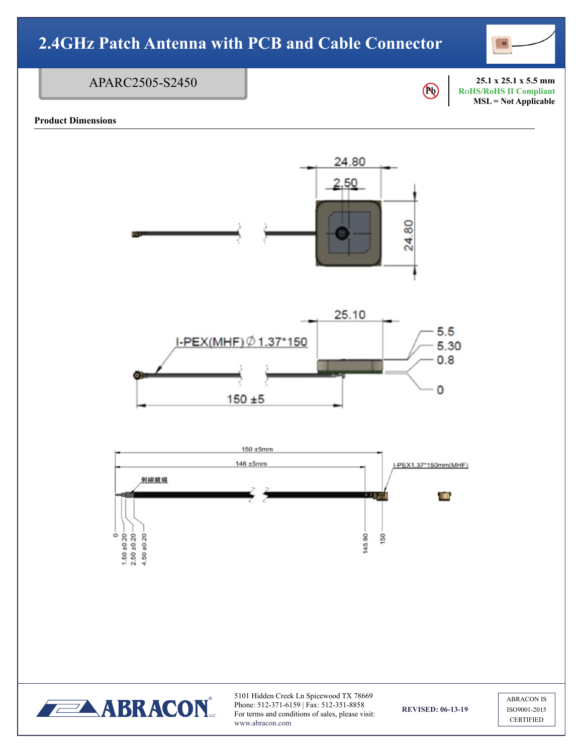# 2.4GHz Patch Antenna with PCB and Cable Connector

APARC2505-S2450

**25.1 x 25.1 x 5.5 mm**
**RoHS/RoHS II Compliant**
**MSL = Not Applicable**

**Product Dimensions**

24.80
2.50
24.80

25.10
I-PEX(MHF)∅1.37*150
5.5
5.30
0.8
0
150 ±5

150 ±5mm
146 ±5mm
剝線鍍錫
I-PEX1.37*150mm(MHF)
0
1.50 ±0.20
2.50 ±0.20
4.50 ±0.20
145.90
150

5101 Hidden Creek Ln Spicewood TX 78669
Phone: 512-371-6159 | Fax: 512-351-8858
For terms and conditions of sales, please visit:
www.abracon.com

**REVISED: 06-13-19**

ABRACON IS
ISO9001-2015
CERTIFIED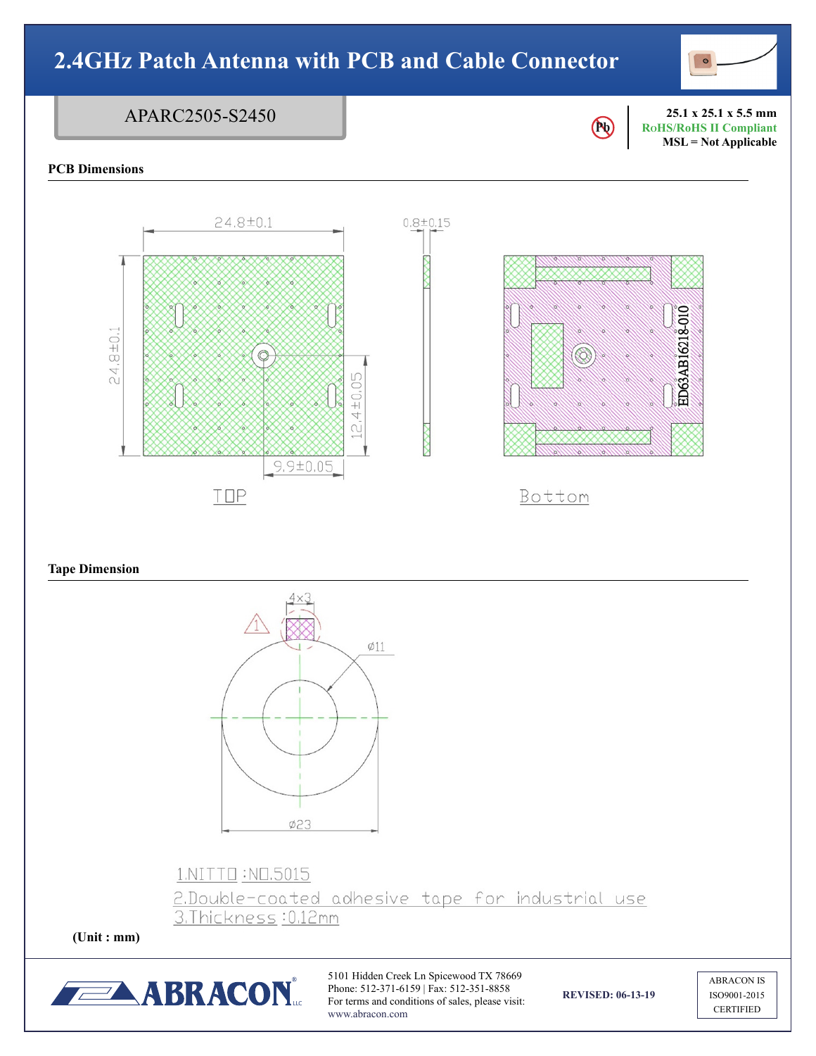# 2.4GHz Patch Antenna with PCB and Cable Connector

APARC2505-S2450

**25.1 x 25.1 x 5.5 mm**
**RoHS/RoHS II Compliant**
**MSL = Not Applicable**

## PCB Dimensions

24.8±0.1

0.8±0.15

24.8±0.1

12.4±0.05

9.9±0.05

ED63AB16218-010

TOP

Bottom

## Tape Dimension

4x3

Ø11

Ø23

1.NITTO :NO.5015
2.Double-coated adhesive tape for industrial use
3.Thickness :0.12mm

**(Unit : mm)**

5101 Hidden Creek Ln Spicewood TX 78669
Phone: 512-371-6159 | Fax: 512-351-8858
For terms and conditions of sales, please visit:
www.abracon.com

**REVISED: 06-13-19**

ABRACON IS
ISO9001-2015
CERTIFIED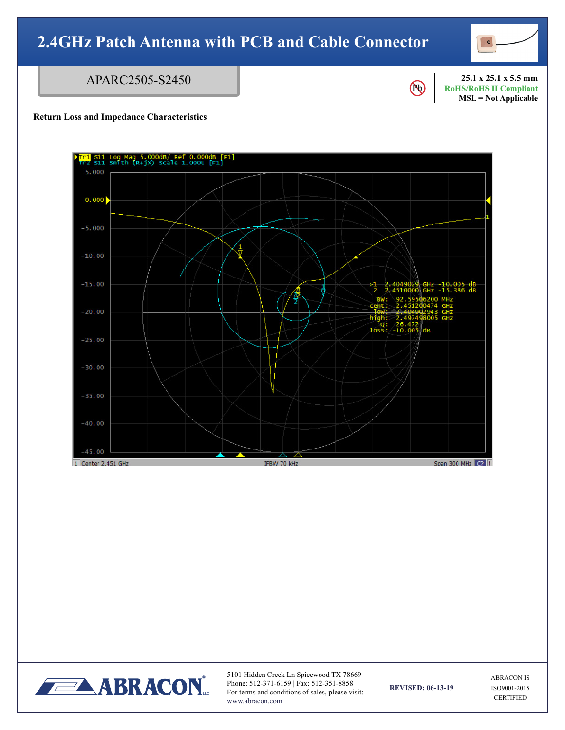# 2.4GHz Patch Antenna with PCB and Cable Connector

APARC2505-S2450

25.1 x 25.1 x 5.5 mm
RoHS/RoHS II Compliant
MSL = Not Applicable

## Return Loss and Impedance Characteristics

Tr1 S11 Log Mag 5.000dB/ Ref 0.000dB [F1]
Tr2 S11 Smith (R+jX) Scale 1.000U [F1]

>1 2.4049029 GHz -10.005 dB
2 2.4510000 GHz -15.386 dB

BW: 92.59506200 MHz
cent: 2.451200474 GHz
low: 2.404902943 GHz
high: 2.497498005 GHz
Q: 26.472
loss: -10.005 dB

1 Center 2.451 GHz IFBW 70 kHz Span 300 MHz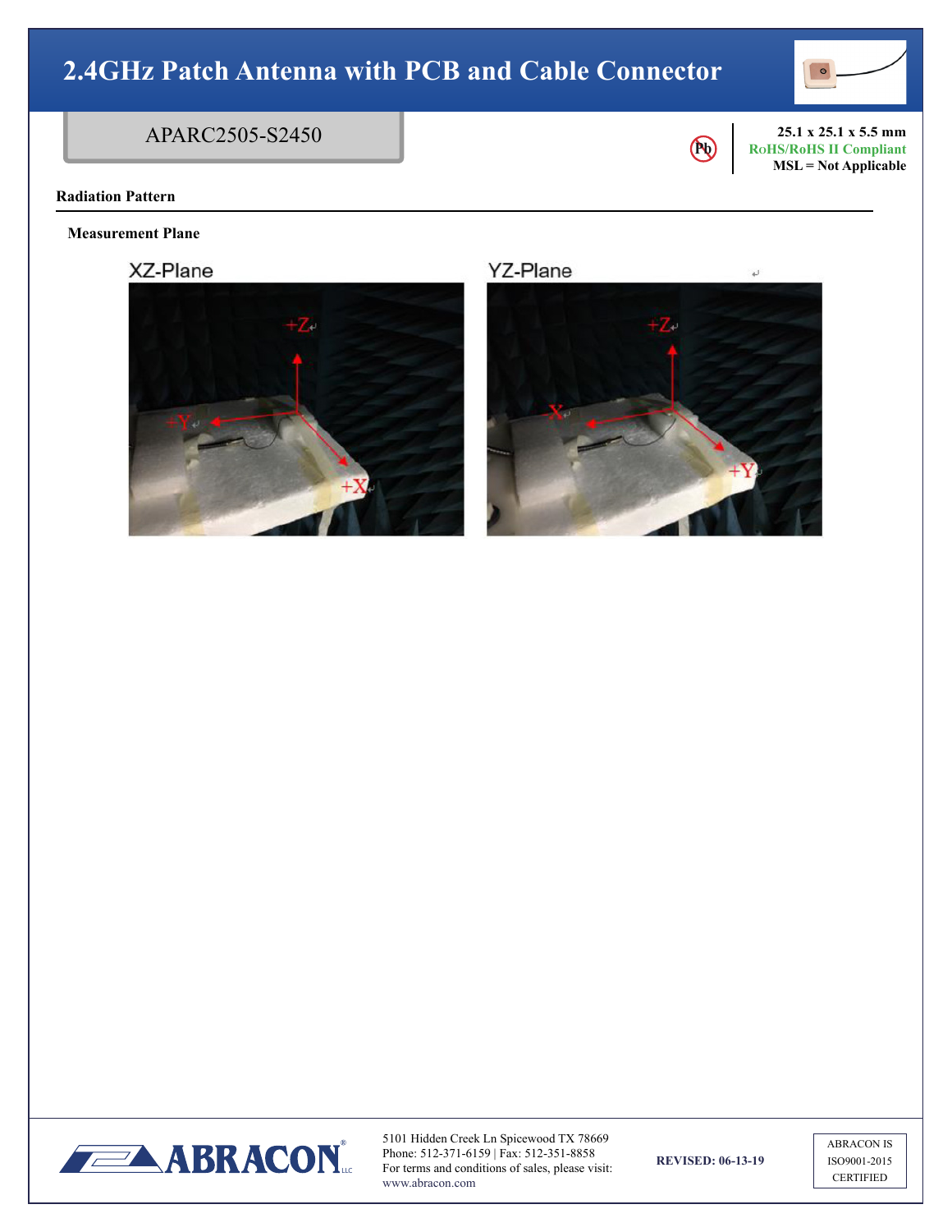# 2.4GHz Patch Antenna with PCB and Cable Connector

APARC2505-S2450

25.1 x 25.1 x 5.5 mm
RoHS/RoHS II Compliant
MSL = Not Applicable

## Radiation Pattern

### Measurement Plane

XZ-Plane

YZ-Plane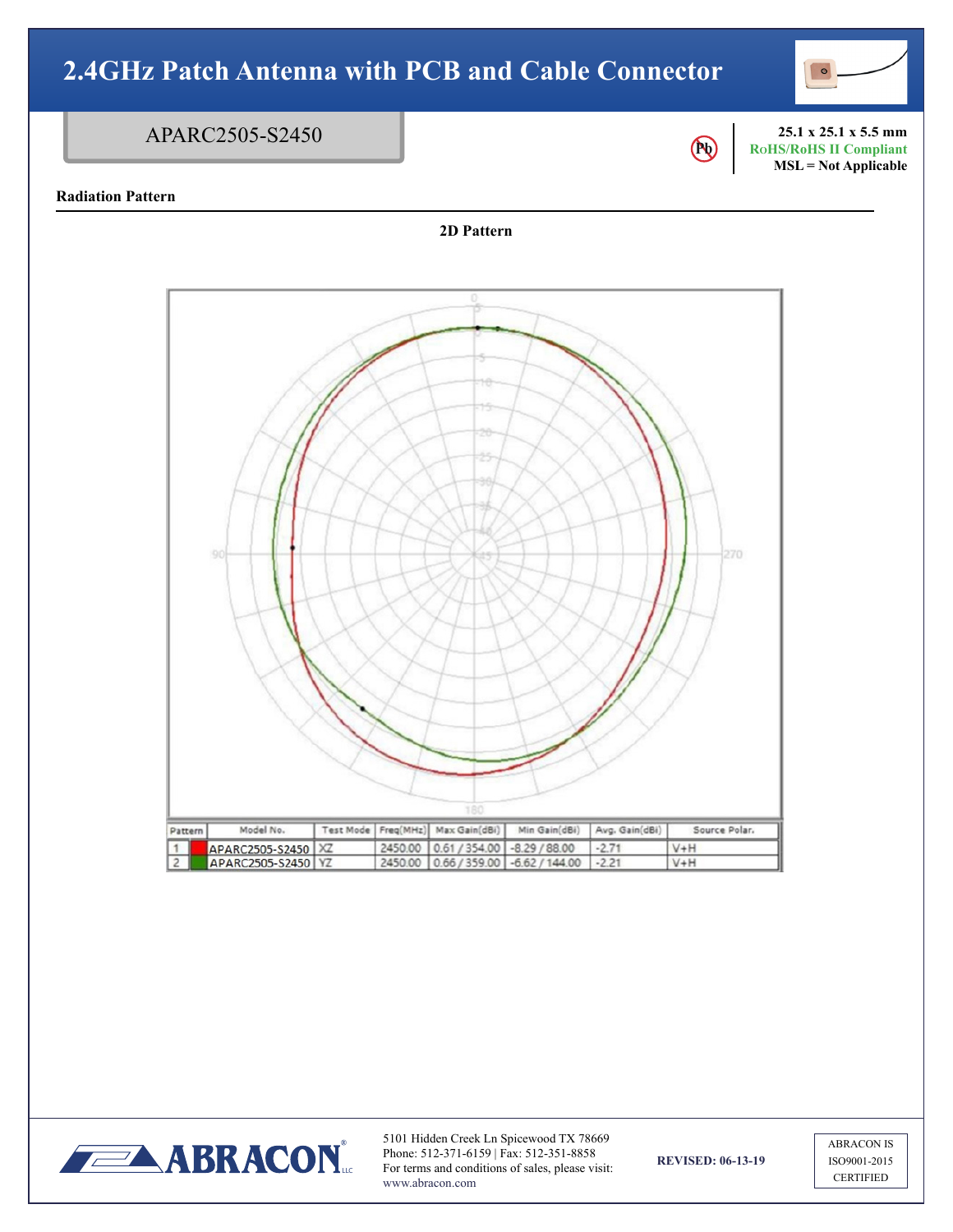# 2.4GHz Patch Antenna with PCB and Cable Connector

## APARC2505-S2450

**25.1 x 25.1 x 5.5 mm**
**RoHS/RoHS II Compliant**
**MSL = Not Applicable**

### Radiation Pattern

**2D Pattern**

| Pattern | Model No. | Test Mode | Freq(MHz) | Max Gain(dBi) | Min Gain(dBi) | Avg. Gain(dBi) | Source Polar. |
|---|---|---|---|---|---|---|---|
| 1 | APARC2505-S2450 | XZ | 2450.00 | 0.61 / 354.00 | -8.29 / 88.00 | -2.71 | V+H |
| 2 | APARC2505-S2450 | YZ | 2450.00 | 0.66 / 359.00 | -6.62 / 144.00 | -2.21 | V+H |

5101 Hidden Creek Ln Spicewood TX 78669
Phone: 512-371-6159 | Fax: 512-351-8858
For terms and conditions of sales, please visit: www.abracon.com

**REVISED: 06-13-19**

ABRACON IS ISO9001-2015 CERTIFIED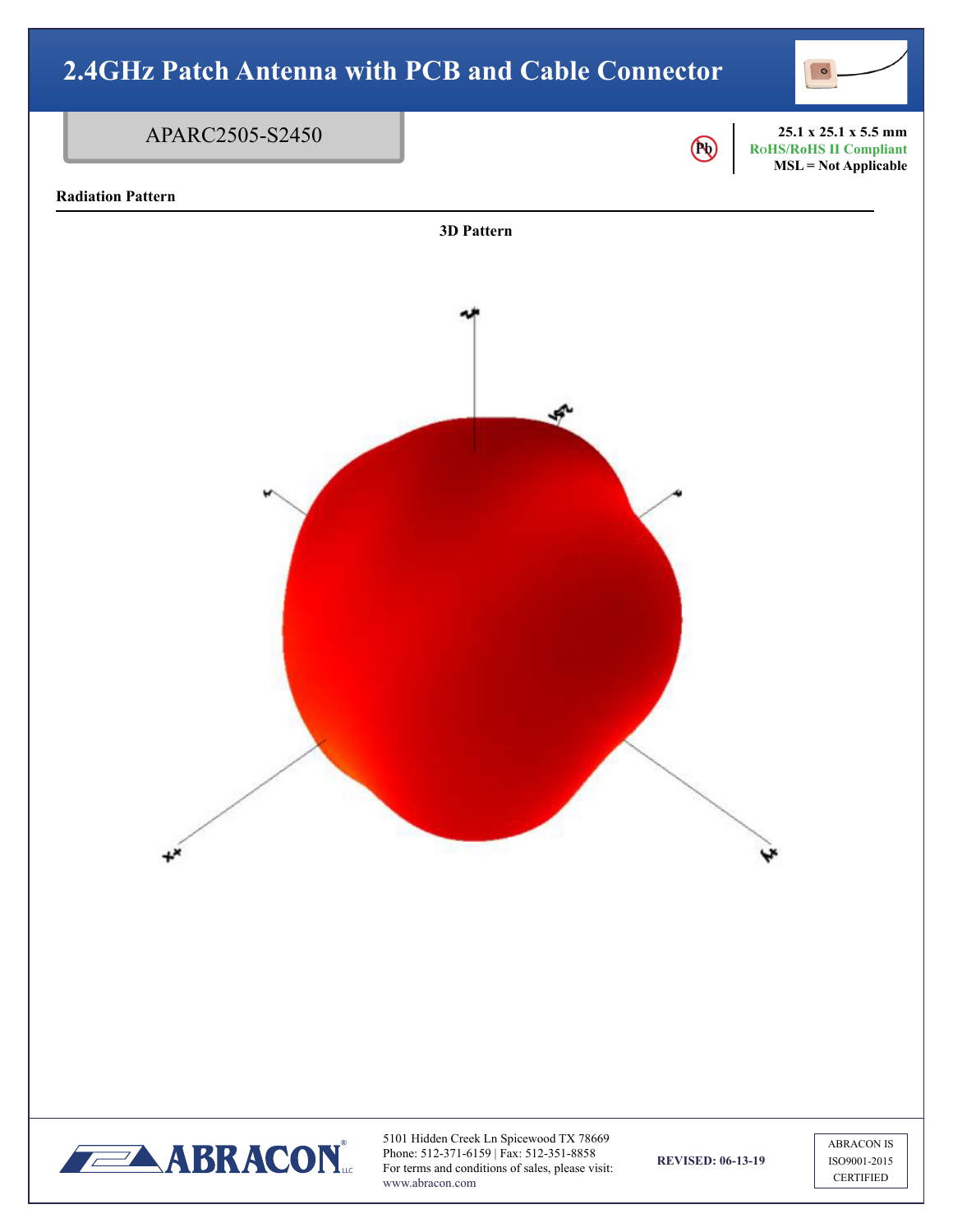# 2.4GHz Patch Antenna with PCB and Cable Connector

APARC2505-S2450

25.1 x 25.1 x 5.5 mm
RoHS/RoHS II Compliant
MSL = Not Applicable

## Radiation Pattern

**3D Pattern**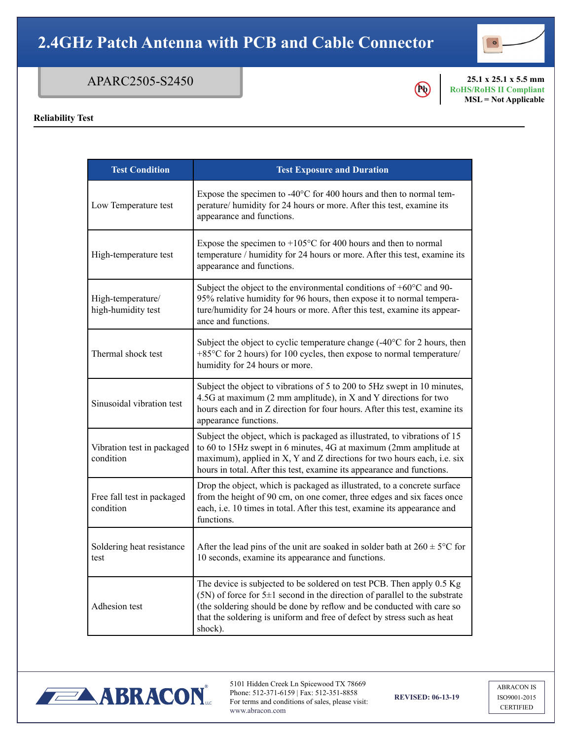# 2.4GHz Patch Antenna with PCB and Cable Connector

APARC2505-S2450

**25.1 x 25.1 x 5.5 mm**
**RoHS/RoHS II Compliant**
**MSL = Not Applicable**

## Reliability Test

| Test Condition | Test Exposure and Duration |
|---|---|
| Low Temperature test | Expose the specimen to -40°C for 400 hours and then to normal temperature/ humidity for 24 hours or more. After this test, examine its appearance and functions. |
| High-temperature test | Expose the specimen to +105°C for 400 hours and then to normal temperature / humidity for 24 hours or more. After this test, examine its appearance and functions. |
| High-temperature/ high-humidity test | Subject the object to the environmental conditions of +60°C and 90-95% relative humidity for 96 hours, then expose it to normal temperature/humidity for 24 hours or more. After this test, examine its appearance and functions. |
| Thermal shock test | Subject the object to cyclic temperature change (-40°C for 2 hours, then +85°C for 2 hours) for 100 cycles, then expose to normal temperature/ humidity for 24 hours or more. |
| Sinusoidal vibration test | Subject the object to vibrations of 5 to 200 to 5Hz swept in 10 minutes, 4.5G at maximum (2 mm amplitude), in X and Y directions for two hours each and in Z direction for four hours. After this test, examine its appearance functions. |
| Vibration test in packaged condition | Subject the object, which is packaged as illustrated, to vibrations of 15 to 60 to 15Hz swept in 6 minutes, 4G at maximum (2mm amplitude at maximum), applied in X, Y and Z directions for two hours each, i.e. six hours in total. After this test, examine its appearance and functions. |
| Free fall test in packaged condition | Drop the object, which is packaged as illustrated, to a concrete surface from the height of 90 cm, on one comer, three edges and six faces once each, i.e. 10 times in total. After this test, examine its appearance and functions. |
| Soldering heat resistance test | After the lead pins of the unit are soaked in solder bath at 260 ± 5°C for 10 seconds, examine its appearance and functions. |
| Adhesion test | The device is subjected to be soldered on test PCB. Then apply 0.5 Kg (5N) of force for 5±1 second in the direction of parallel to the substrate (the soldering should be done by reflow and be conducted with care so that the soldering is uniform and free of defect by stress such as heat shock). |

5101 Hidden Creek Ln Spicewood TX 78669
Phone: 512-371-6159 | Fax: 512-351-8858
For terms and conditions of sales, please visit: www.abracon.com

**REVISED: 06-13-19**

ABRACON IS ISO9001-2015 CERTIFIED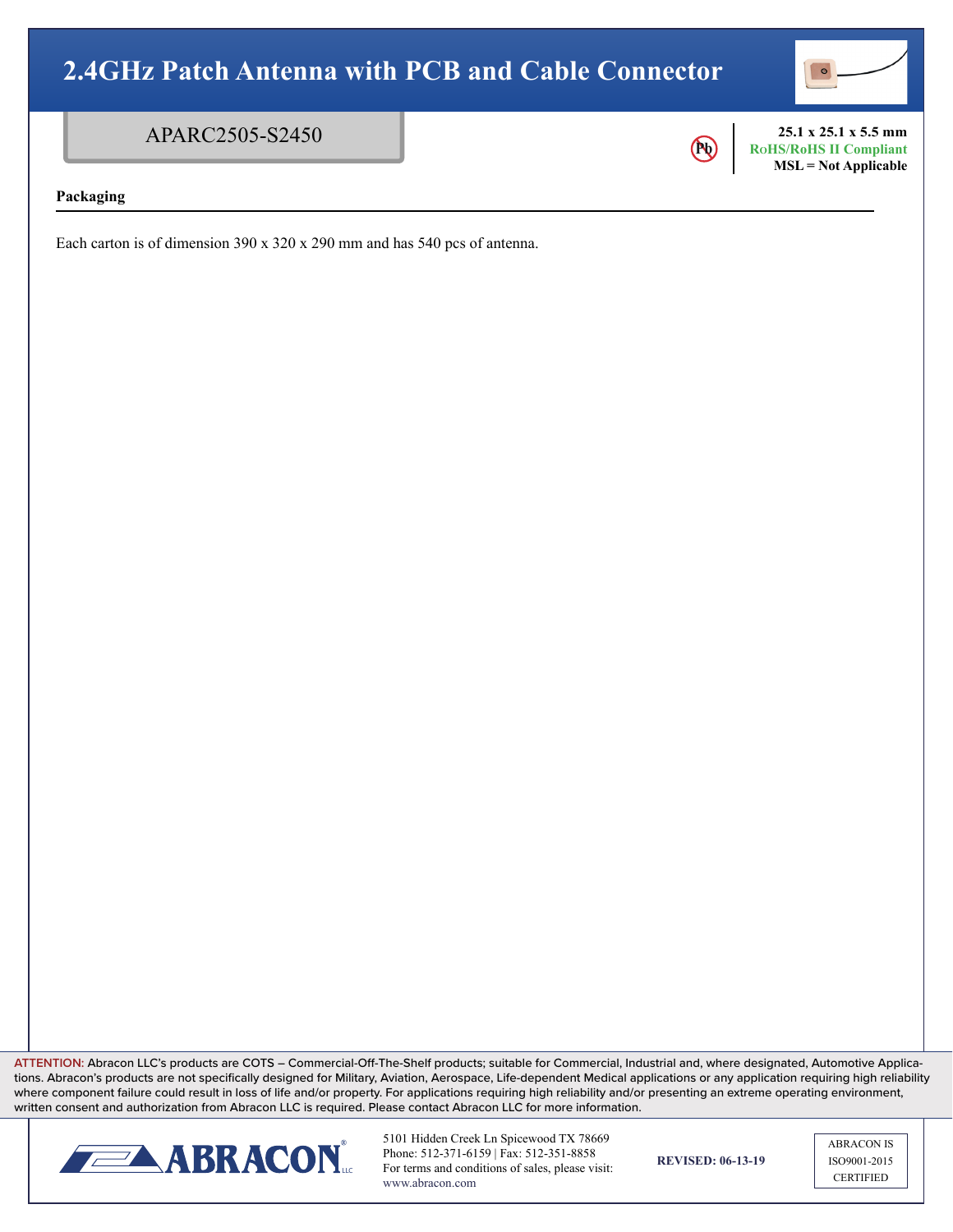## Packaging

Each carton is of dimension 390 x 320 x 290 mm and has 540 pcs of antenna.